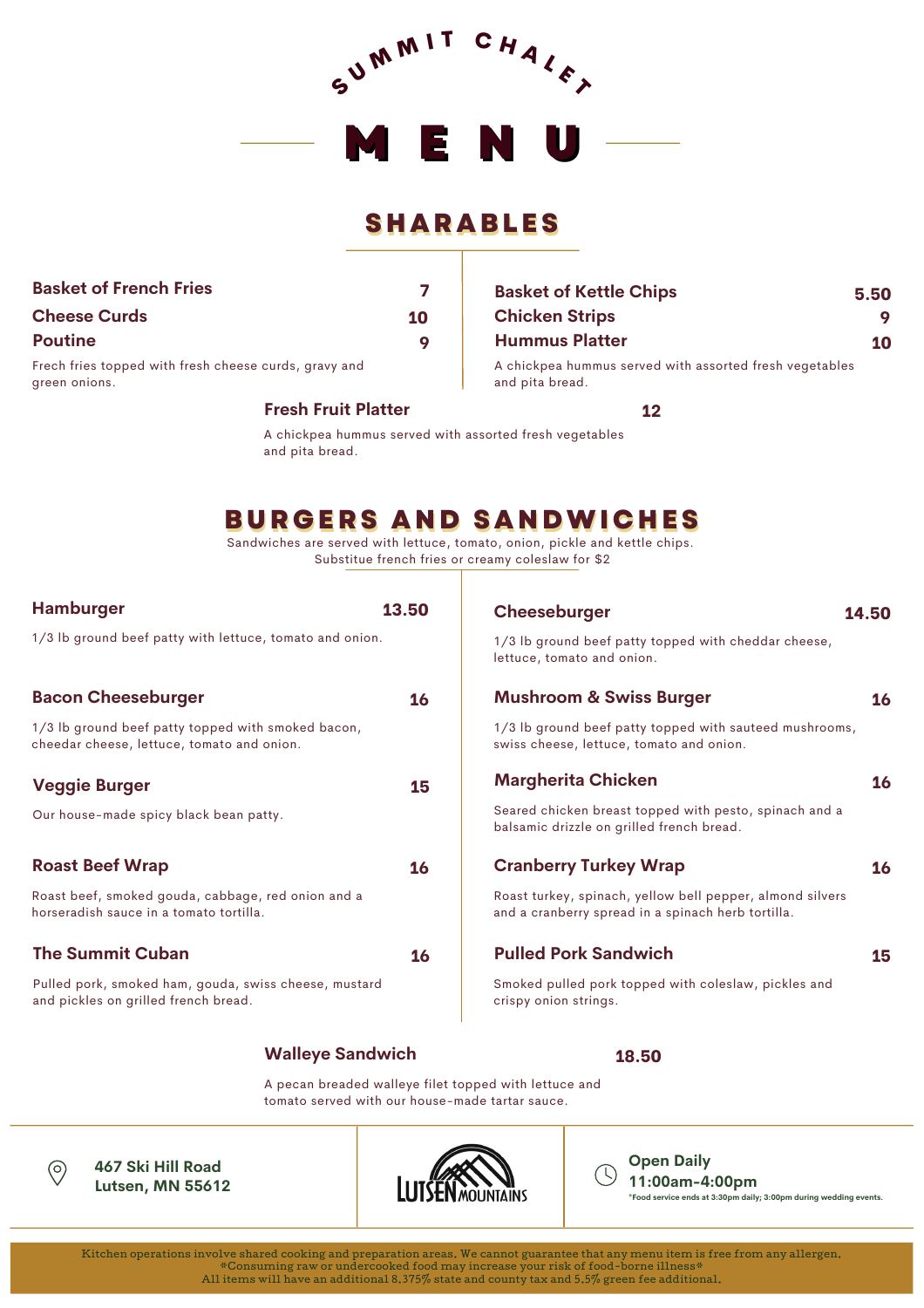# SUMMIT CHALET

# MENU

## SHARABLES

**Basket of French Fries** — 7

**Cheese Curds** — 10

**Poutine** — 9

Frech fries topped with fresh cheese curds, gravy and green onions.

**Basket of Kettle Chips** — 5.50

**Chicken Strips** — 9

**Hummus Platter** — 10

A chickpea hummus served with assorted fresh vegetables and pita bread.

**Fresh Fruit Platter** — 12

A chickpea hummus served with assorted fresh vegetables and pita bread.

## BURGERS AND SANDWICHES

Sandwiches are served with lettuce, tomato, onion, pickle and kettle chips.
Substitue french fries or creamy coleslaw for $2

**Hamburger** — 13.50

1/3 lb ground beef patty with lettuce, tomato and onion.

**Bacon Cheeseburger** — 16

1/3 lb ground beef patty topped with smoked bacon, cheedar cheese, lettuce, tomato and onion.

**Veggie Burger** — 15

Our house-made spicy black bean patty.

**Roast Beef Wrap** — 16

Roast beef, smoked gouda, cabbage, red onion and a horseradish sauce in a tomato tortilla.

**The Summit Cuban** — 16

Pulled pork, smoked ham, gouda, swiss cheese, mustard and pickles on grilled french bread.

**Cheeseburger** — 14.50

1/3 lb ground beef patty topped with cheddar cheese, lettuce, tomato and onion.

**Mushroom & Swiss Burger** — 16

1/3 lb ground beef patty topped with sauteed mushrooms, swiss cheese, lettuce, tomato and onion.

**Margherita Chicken** — 16

Seared chicken breast topped with pesto, spinach and a balsamic drizzle on grilled french bread.

**Cranberry Turkey Wrap** — 16

Roast turkey, spinach, yellow bell pepper, almond silvers and a cranberry spread in a spinach herb tortilla.

**Pulled Pork Sandwich** — 15

Smoked pulled pork topped with coleslaw, pickles and crispy onion strings.

**Walleye Sandwich** — 18.50

A pecan breaded walleye filet topped with lettuce and tomato served with our house-made tartar sauce.

---

**467 Ski Hill Road**
**Lutsen, MN 55612**

LUTSEN MOUNTAINS

**Open Daily**
**11:00am-4:00pm**
*Food service ends at 3:30pm daily; 3:00pm during wedding events.

Kitchen operations involve shared cooking and preparation areas. We cannot guarantee that any menu item is free from any allergen.
*Consuming raw or undercooked food may increase your risk of food-borne illness*
All items will have an additional 8.375% state and county tax and 5.5% green fee additional.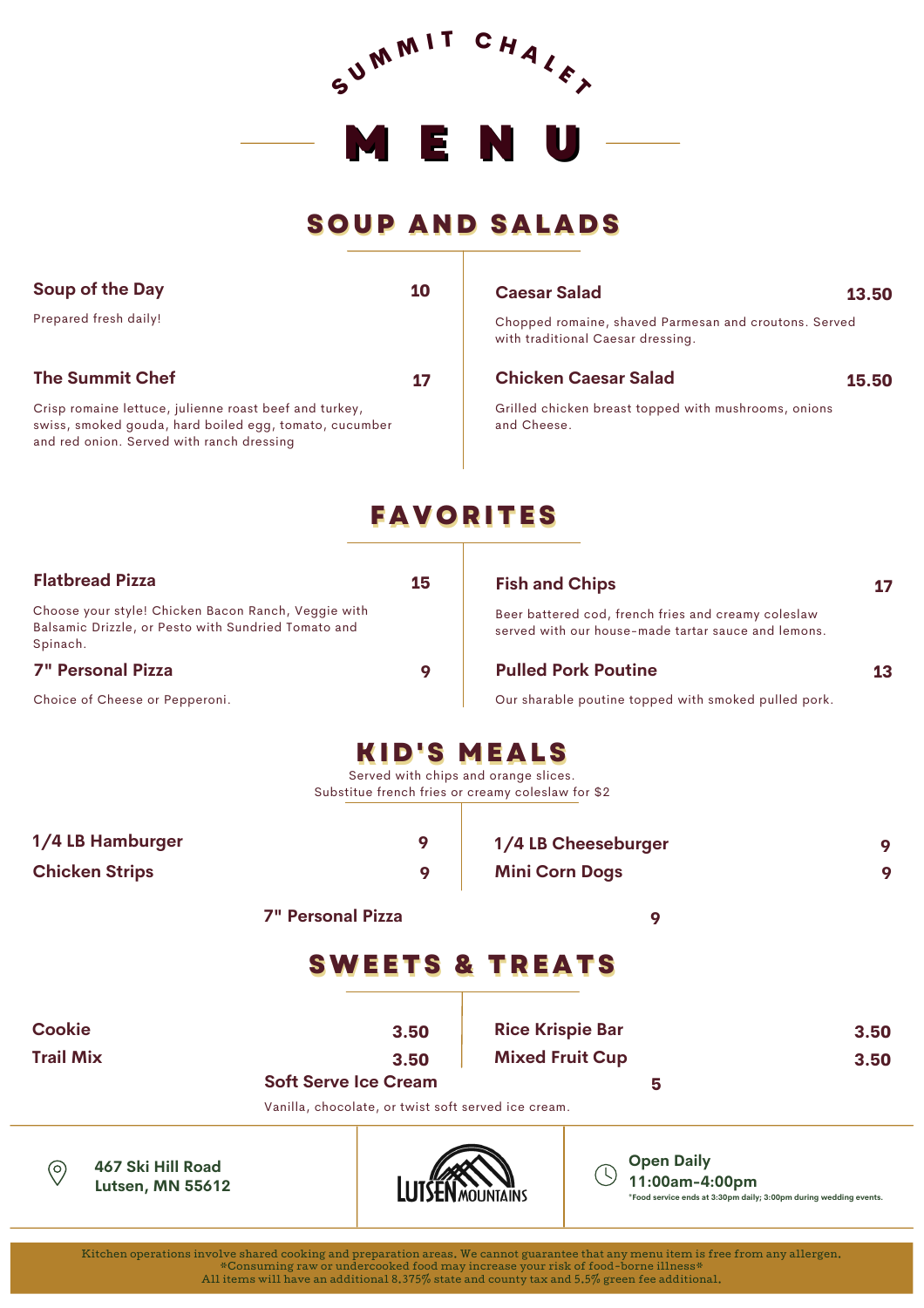SUMMIT CHALET

# MENU

## SOUP AND SALADS

**Soup of the Day** 10

Prepared fresh daily!

**The Summit Chef** 17

Crisp romaine lettuce, julienne roast beef and turkey, swiss, smoked gouda, hard boiled egg, tomato, cucumber and red onion. Served with ranch dressing

**Caesar Salad** 13.50

Chopped romaine, shaved Parmesan and croutons. Served with traditional Caesar dressing.

**Chicken Caesar Salad** 15.50

Grilled chicken breast topped with mushrooms, onions and Cheese.

## FAVORITES

**Flatbread Pizza** 15

Choose your style! Chicken Bacon Ranch, Veggie with Balsamic Drizzle, or Pesto with Sundried Tomato and Spinach.

**7" Personal Pizza** 9

Choice of Cheese or Pepperoni.

**Fish and Chips** 17

Beer battered cod, french fries and creamy coleslaw served with our house-made tartar sauce and lemons.

**Pulled Pork Poutine** 13

Our sharable poutine topped with smoked pulled pork.

## KID'S MEALS

Served with chips and orange slices.
Substitue french fries or creamy coleslaw for $2

**1/4 LB Hamburger** 9

**Chicken Strips** 9

**1/4 LB Cheeseburger** 9

**Mini Corn Dogs** 9

**7" Personal Pizza** 9

## SWEETS & TREATS

**Cookie** 3.50

**Trail Mix** 3.50

**Rice Krispie Bar** 3.50

**Mixed Fruit Cup** 3.50

**Soft Serve Ice Cream** 5

Vanilla, chocolate, or twist soft served ice cream.

---

**467 Ski Hill Road**
**Lutsen, MN 55612**

LUTSEN MOUNTAINS

**Open Daily**
**11:00am-4:00pm**
*Food service ends at 3:30pm daily; 3:00pm during wedding events.

Kitchen operations involve shared cooking and preparation areas. We cannot guarantee that any menu item is free from any allergen.
*Consuming raw or undercooked food may increase your risk of food-borne illness*
All items will have an additional 8.375% state and county tax and 5.5% green fee additional.